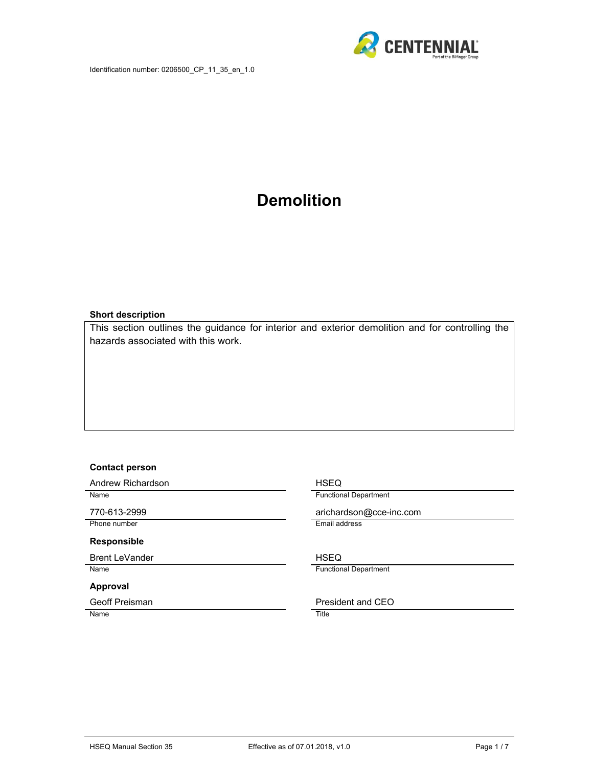Identification number: 0206500_CP_11_35_en_1.0

# Demolition

**Short description**

This section outlines the guidance for interior and exterior demolition and for controlling the hazards associated with this work.

**Contact person**

| | |
|---|---|
| Andrew Richardson | HSEQ |
| Name | Functional Department |
| 770-613-2999 | arichardson@cce-inc.com |
| Phone number | Email address |

**Responsible**

| | |
|---|---|
| Brent LeVander | HSEQ |
| Name | Functional Department |

**Approval**

| | |
|---|---|
| Geoff Preisman | President and CEO |
| Name | Title |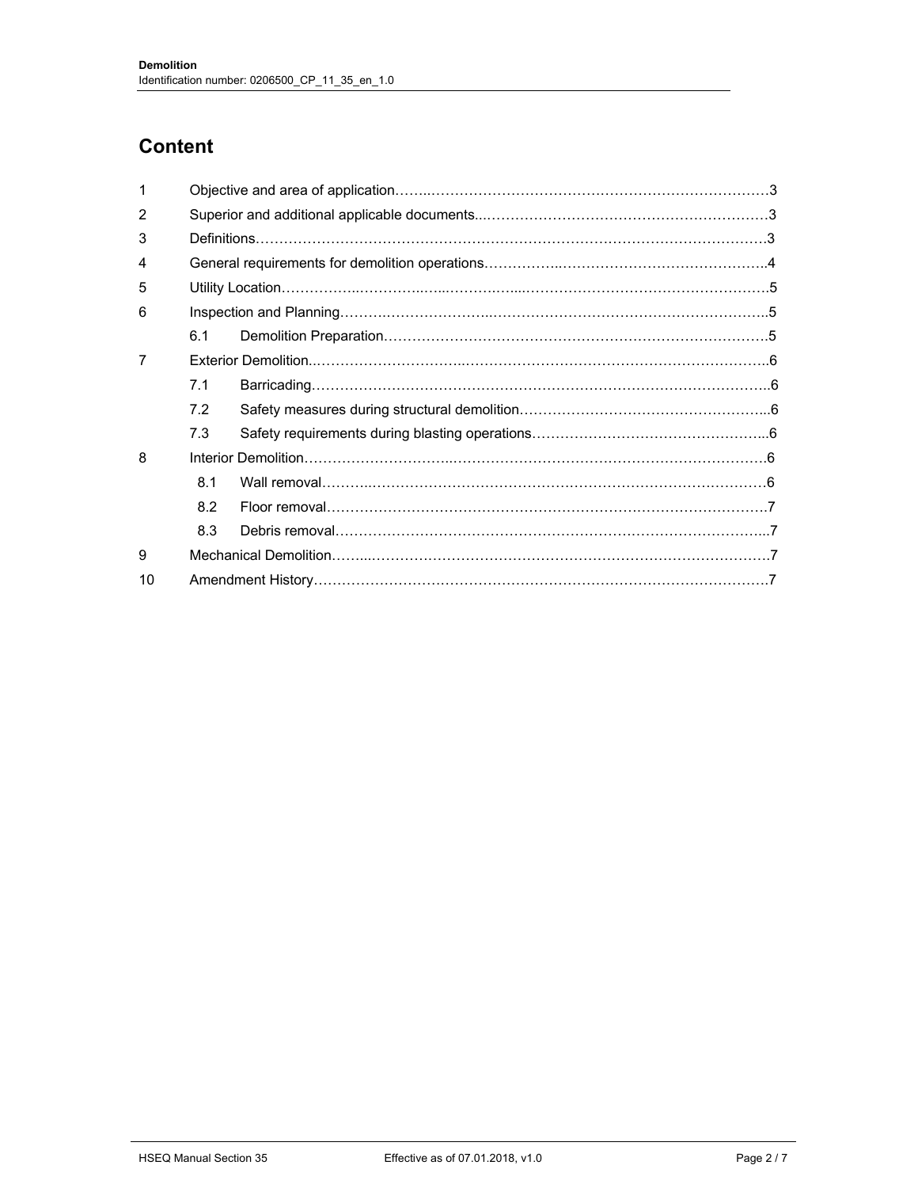# Content

| | | |
|---|---|---|
| 1 | Objective and area of application | 3 |
| 2 | Superior and additional applicable documents | 3 |
| 3 | Definitions | 3 |
| 4 | General requirements for demolition operations | 4 |
| 5 | Utility Location | 5 |
| 6 | Inspection and Planning | 5 |
| 6.1 | Demolition Preparation | 5 |
| 7 | Exterior Demolition | 6 |
| 7.1 | Barricading | 6 |
| 7.2 | Safety measures during structural demolition | 6 |
| 7.3 | Safety requirements during blasting operations | 6 |
| 8 | Interior Demolition | 6 |
| 8.1 | Wall removal | 6 |
| 8.2 | Floor removal | 7 |
| 8.3 | Debris removal | 7 |
| 9 | Mechanical Demolition | 7 |
| 10 | Amendment History | 7 |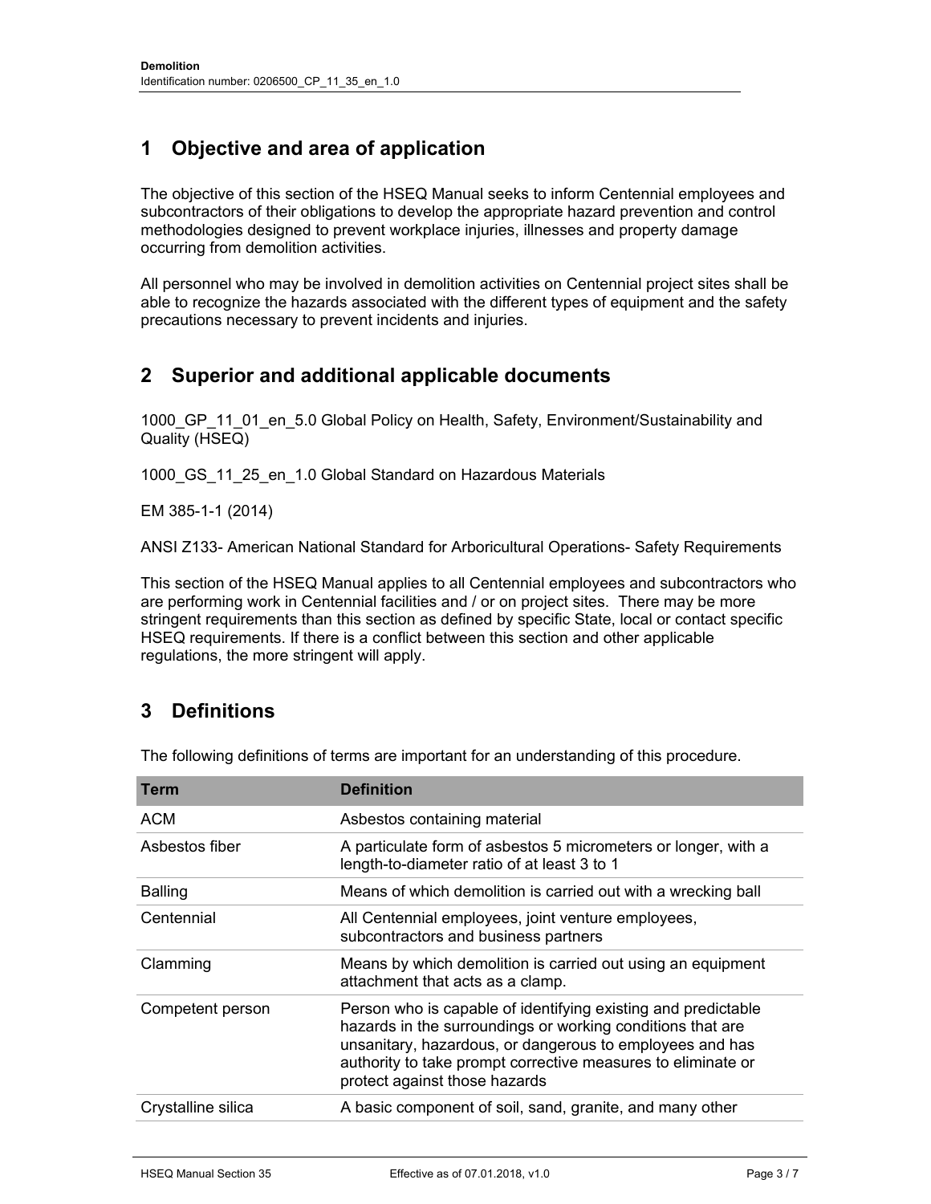## 1 Objective and area of application

The objective of this section of the HSEQ Manual seeks to inform Centennial employees and subcontractors of their obligations to develop the appropriate hazard prevention and control methodologies designed to prevent workplace injuries, illnesses and property damage occurring from demolition activities.

All personnel who may be involved in demolition activities on Centennial project sites shall be able to recognize the hazards associated with the different types of equipment and the safety precautions necessary to prevent incidents and injuries.

## 2 Superior and additional applicable documents

1000_GP_11_01_en_5.0 Global Policy on Health, Safety, Environment/Sustainability and Quality (HSEQ)

1000_GS_11_25_en_1.0 Global Standard on Hazardous Materials

EM 385-1-1 (2014)

ANSI Z133- American National Standard for Arboricultural Operations- Safety Requirements

This section of the HSEQ Manual applies to all Centennial employees and subcontractors who are performing work in Centennial facilities and / or on project sites. There may be more stringent requirements than this section as defined by specific State, local or contact specific HSEQ requirements. If there is a conflict between this section and other applicable regulations, the more stringent will apply.

## 3 Definitions

The following definitions of terms are important for an understanding of this procedure.

| Term | Definition |
|---|---|
| ACM | Asbestos containing material |
| Asbestos fiber | A particulate form of asbestos 5 micrometers or longer, with a length-to-diameter ratio of at least 3 to 1 |
| Balling | Means of which demolition is carried out with a wrecking ball |
| Centennial | All Centennial employees, joint venture employees, subcontractors and business partners |
| Clamming | Means by which demolition is carried out using an equipment attachment that acts as a clamp. |
| Competent person | Person who is capable of identifying existing and predictable hazards in the surroundings or working conditions that are unsanitary, hazardous, or dangerous to employees and has authority to take prompt corrective measures to eliminate or protect against those hazards |
| Crystalline silica | A basic component of soil, sand, granite, and many other |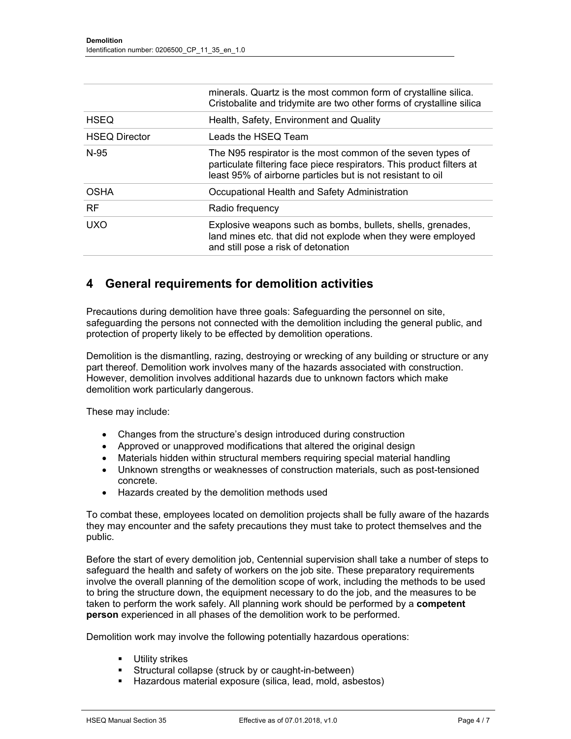| | |
|---|---|
| | minerals. Quartz is the most common form of crystalline silica. Cristobalite and tridymite are two other forms of crystalline silica |
| HSEQ | Health, Safety, Environment and Quality |
| HSEQ Director | Leads the HSEQ Team |
| N-95 | The N95 respirator is the most common of the seven types of particulate filtering face piece respirators. This product filters at least 95% of airborne particles but is not resistant to oil |
| OSHA | Occupational Health and Safety Administration |
| RF | Radio frequency |
| UXO | Explosive weapons such as bombs, bullets, shells, grenades, land mines etc. that did not explode when they were employed and still pose a risk of detonation |

# 4 General requirements for demolition activities

Precautions during demolition have three goals: Safeguarding the personnel on site, safeguarding the persons not connected with the demolition including the general public, and protection of property likely to be effected by demolition operations.

Demolition is the dismantling, razing, destroying or wrecking of any building or structure or any part thereof. Demolition work involves many of the hazards associated with construction. However, demolition involves additional hazards due to unknown factors which make demolition work particularly dangerous.

These may include:

- Changes from the structure's design introduced during construction
- Approved or unapproved modifications that altered the original design
- Materials hidden within structural members requiring special material handling
- Unknown strengths or weaknesses of construction materials, such as post-tensioned concrete.
- Hazards created by the demolition methods used

To combat these, employees located on demolition projects shall be fully aware of the hazards they may encounter and the safety precautions they must take to protect themselves and the public.

Before the start of every demolition job, Centennial supervision shall take a number of steps to safeguard the health and safety of workers on the job site. These preparatory requirements involve the overall planning of the demolition scope of work, including the methods to be used to bring the structure down, the equipment necessary to do the job, and the measures to be taken to perform the work safely. All planning work should be performed by a **competent person** experienced in all phases of the demolition work to be performed.

Demolition work may involve the following potentially hazardous operations:

- Utility strikes
- Structural collapse (struck by or caught-in-between)
- Hazardous material exposure (silica, lead, mold, asbestos)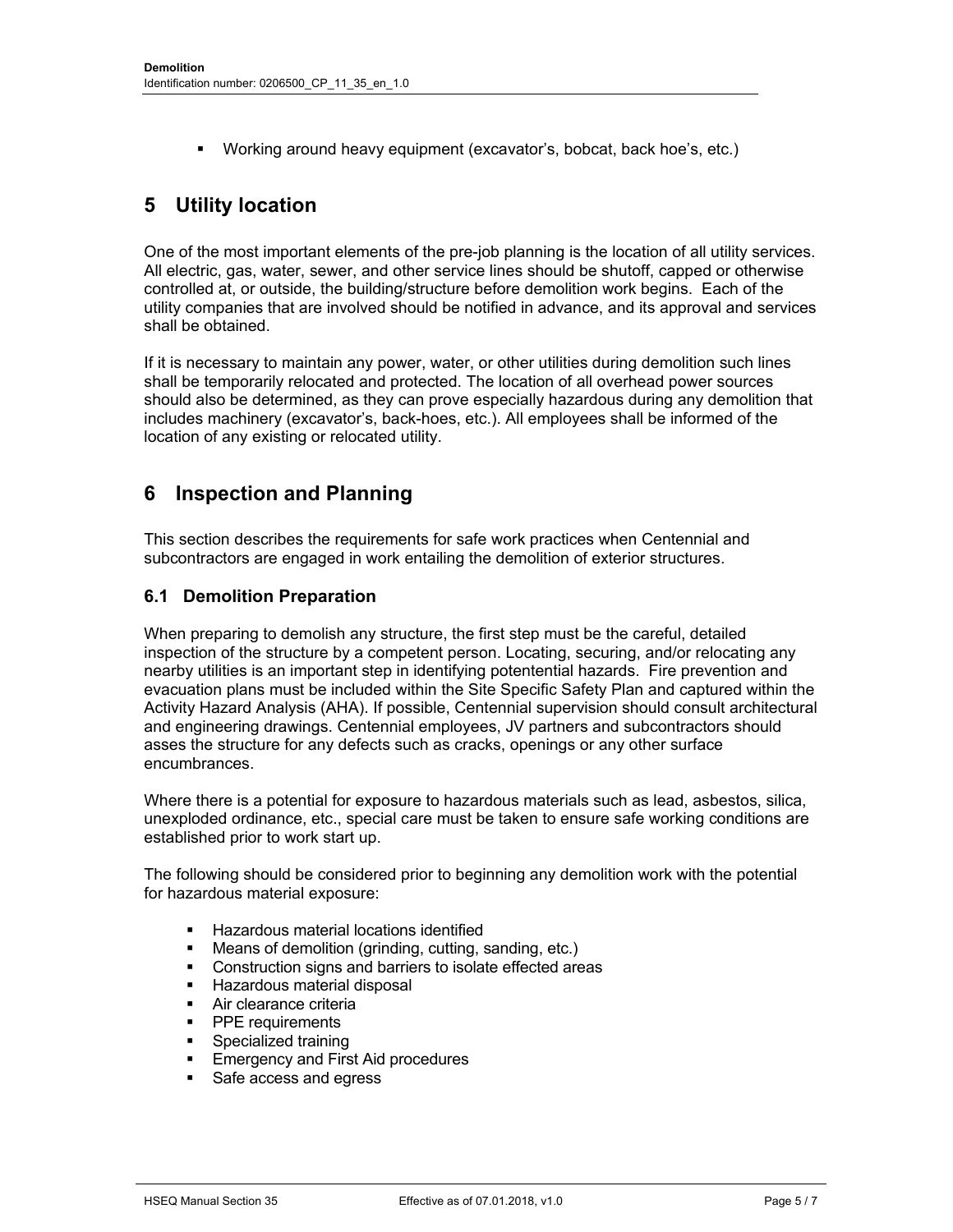- Working around heavy equipment (excavator's, bobcat, back hoe's, etc.)

# 5 Utility location

One of the most important elements of the pre-job planning is the location of all utility services. All electric, gas, water, sewer, and other service lines should be shutoff, capped or otherwise controlled at, or outside, the building/structure before demolition work begins. Each of the utility companies that are involved should be notified in advance, and its approval and services shall be obtained.

If it is necessary to maintain any power, water, or other utilities during demolition such lines shall be temporarily relocated and protected. The location of all overhead power sources should also be determined, as they can prove especially hazardous during any demolition that includes machinery (excavator's, back-hoes, etc.). All employees shall be informed of the location of any existing or relocated utility.

# 6 Inspection and Planning

This section describes the requirements for safe work practices when Centennial and subcontractors are engaged in work entailing the demolition of exterior structures.

## 6.1 Demolition Preparation

When preparing to demolish any structure, the first step must be the careful, detailed inspection of the structure by a competent person. Locating, securing, and/or relocating any nearby utilities is an important step in identifying potentential hazards. Fire prevention and evacuation plans must be included within the Site Specific Safety Plan and captured within the Activity Hazard Analysis (AHA). If possible, Centennial supervision should consult architectural and engineering drawings. Centennial employees, JV partners and subcontractors should asses the structure for any defects such as cracks, openings or any other surface encumbrances.

Where there is a potential for exposure to hazardous materials such as lead, asbestos, silica, unexploded ordinance, etc., special care must be taken to ensure safe working conditions are established prior to work start up.

The following should be considered prior to beginning any demolition work with the potential for hazardous material exposure:

- Hazardous material locations identified
- Means of demolition (grinding, cutting, sanding, etc.)
- Construction signs and barriers to isolate effected areas
- Hazardous material disposal
- Air clearance criteria
- PPE requirements
- Specialized training
- Emergency and First Aid procedures
- Safe access and egress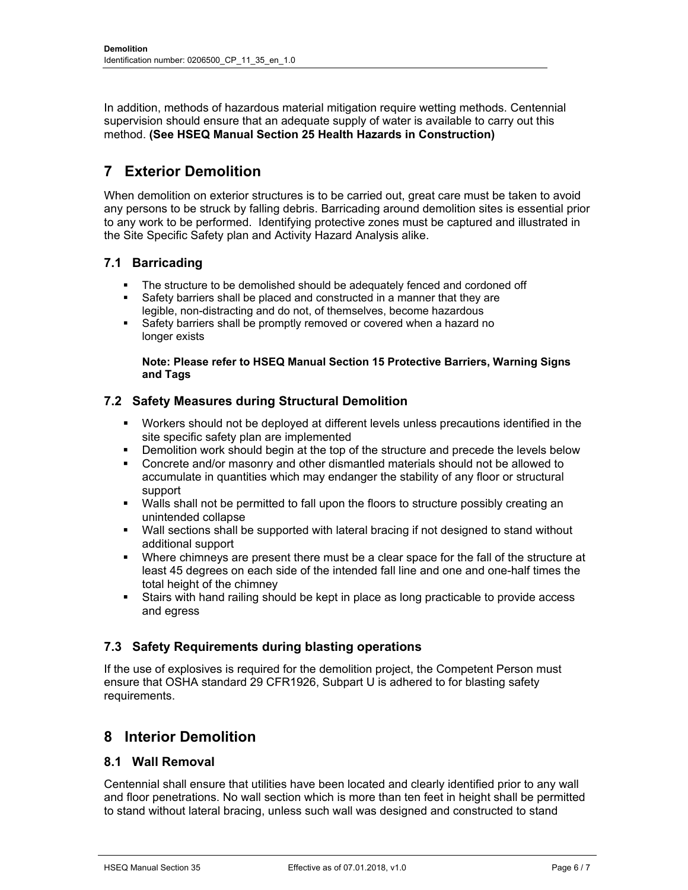In addition, methods of hazardous material mitigation require wetting methods. Centennial supervision should ensure that an adequate supply of water is available to carry out this method. **(See HSEQ Manual Section 25 Health Hazards in Construction)**

# 7 Exterior Demolition

When demolition on exterior structures is to be carried out, great care must be taken to avoid any persons to be struck by falling debris. Barricading around demolition sites is essential prior to any work to be performed. Identifying protective zones must be captured and illustrated in the Site Specific Safety plan and Activity Hazard Analysis alike.

## 7.1 Barricading

- The structure to be demolished should be adequately fenced and cordoned off
- Safety barriers shall be placed and constructed in a manner that they are legible, non-distracting and do not, of themselves, become hazardous
- Safety barriers shall be promptly removed or covered when a hazard no longer exists

**Note: Please refer to HSEQ Manual Section 15 Protective Barriers, Warning Signs and Tags**

## 7.2 Safety Measures during Structural Demolition

- Workers should not be deployed at different levels unless precautions identified in the site specific safety plan are implemented
- Demolition work should begin at the top of the structure and precede the levels below
- Concrete and/or masonry and other dismantled materials should not be allowed to accumulate in quantities which may endanger the stability of any floor or structural support
- Walls shall not be permitted to fall upon the floors to structure possibly creating an unintended collapse
- Wall sections shall be supported with lateral bracing if not designed to stand without additional support
- Where chimneys are present there must be a clear space for the fall of the structure at least 45 degrees on each side of the intended fall line and one and one-half times the total height of the chimney
- Stairs with hand railing should be kept in place as long practicable to provide access and egress

## 7.3 Safety Requirements during blasting operations

If the use of explosives is required for the demolition project, the Competent Person must ensure that OSHA standard 29 CFR1926, Subpart U is adhered to for blasting safety requirements.

# 8 Interior Demolition

## 8.1 Wall Removal

Centennial shall ensure that utilities have been located and clearly identified prior to any wall and floor penetrations. No wall section which is more than ten feet in height shall be permitted to stand without lateral bracing, unless such wall was designed and constructed to stand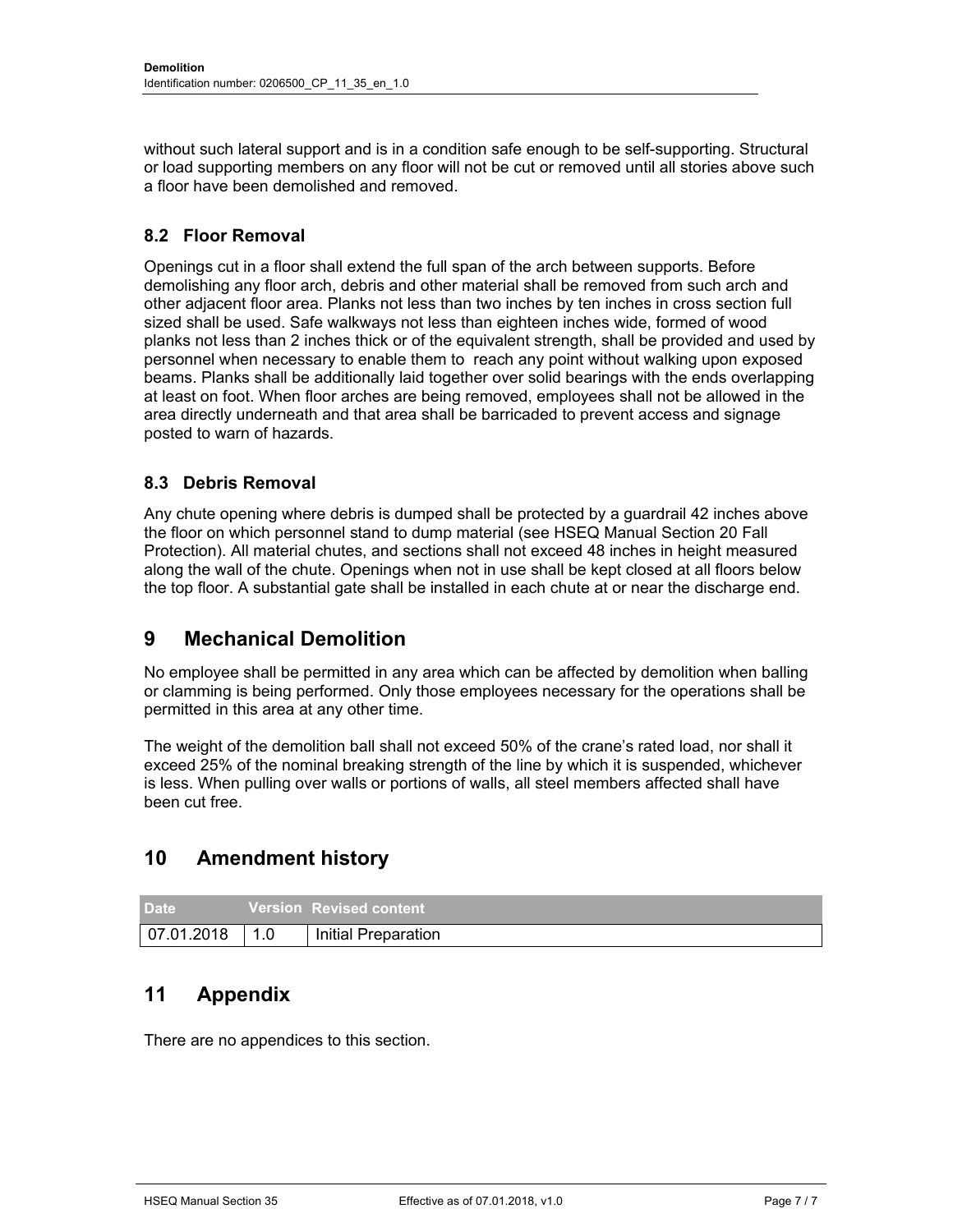without such lateral support and is in a condition safe enough to be self-supporting. Structural or load supporting members on any floor will not be cut or removed until all stories above such a floor have been demolished and removed.

### 8.2 Floor Removal

Openings cut in a floor shall extend the full span of the arch between supports. Before demolishing any floor arch, debris and other material shall be removed from such arch and other adjacent floor area. Planks not less than two inches by ten inches in cross section full sized shall be used. Safe walkways not less than eighteen inches wide, formed of wood planks not less than 2 inches thick or of the equivalent strength, shall be provided and used by personnel when necessary to enable them to reach any point without walking upon exposed beams. Planks shall be additionally laid together over solid bearings with the ends overlapping at least on foot. When floor arches are being removed, employees shall not be allowed in the area directly underneath and that area shall be barricaded to prevent access and signage posted to warn of hazards.

### 8.3 Debris Removal

Any chute opening where debris is dumped shall be protected by a guardrail 42 inches above the floor on which personnel stand to dump material (see HSEQ Manual Section 20 Fall Protection). All material chutes, and sections shall not exceed 48 inches in height measured along the wall of the chute. Openings when not in use shall be kept closed at all floors below the top floor. A substantial gate shall be installed in each chute at or near the discharge end.

## 9 Mechanical Demolition

No employee shall be permitted in any area which can be affected by demolition when balling or clamming is being performed. Only those employees necessary for the operations shall be permitted in this area at any other time.

The weight of the demolition ball shall not exceed 50% of the crane's rated load, nor shall it exceed 25% of the nominal breaking strength of the line by which it is suspended, whichever is less. When pulling over walls or portions of walls, all steel members affected shall have been cut free.

## 10 Amendment history

| Date | Version | Revised content |
|---|---|---|
| 07.01.2018 | 1.0 | Initial Preparation |

## 11 Appendix

There are no appendices to this section.